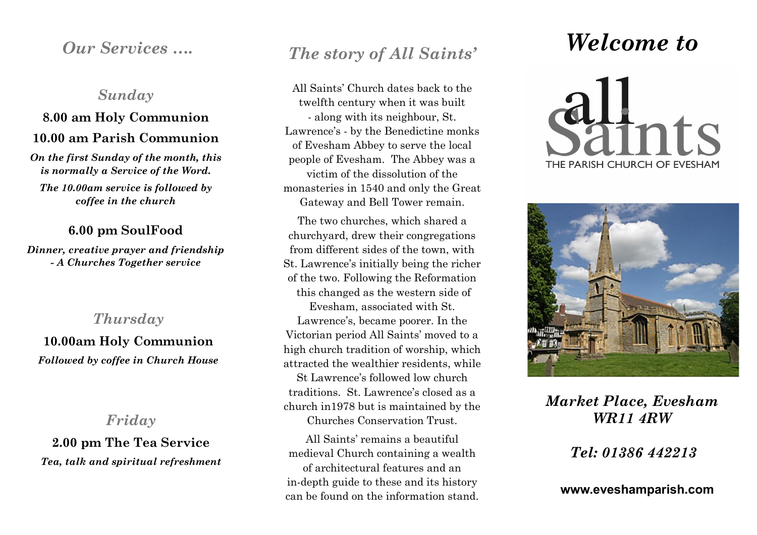## *Our Services ....*

### *Sunday*

**8.00 am Holy Communion**

**10.00 am Parish Communion**

***On the first Sunday of the month, this is normally a Service of the Word.***

***The 10.00am service is followed by coffee in the church***

**6.00 pm SoulFood**

***Dinner, creative prayer and friendship - A Churches Together service***

### *Thursday*

**10.00am Holy Communion**

***Followed by coffee in Church House***

### *Friday*

**2.00 pm The Tea Service**

***Tea, talk and spiritual refreshment***

## *The story of All Saints'*

All Saints' Church dates back to the twelfth century when it was built - along with its neighbour, St. Lawrence's - by the Benedictine monks of Evesham Abbey to serve the local people of Evesham. The Abbey was a victim of the dissolution of the monasteries in 1540 and only the Great Gateway and Bell Tower remain.

The two churches, which shared a churchyard, drew their congregations from different sides of the town, with St. Lawrence's initially being the richer of the two. Following the Reformation this changed as the western side of Evesham, associated with St. Lawrence's, became poorer. In the Victorian period All Saints' moved to a high church tradition of worship, which attracted the wealthier residents, while St Lawrence's followed low church traditions. St. Lawrence's closed as a church in1978 but is maintained by the Churches Conservation Trust.

All Saints' remains a beautiful medieval Church containing a wealth of architectural features and an in-depth guide to these and its history can be found on the information stand.

# *Welcome to*

all Saints

THE PARISH CHURCH OF EVESHAM

***Market Place, Evesham WR11 4RW***

***Tel: 01386 442213***

**www.eveshamparish.com**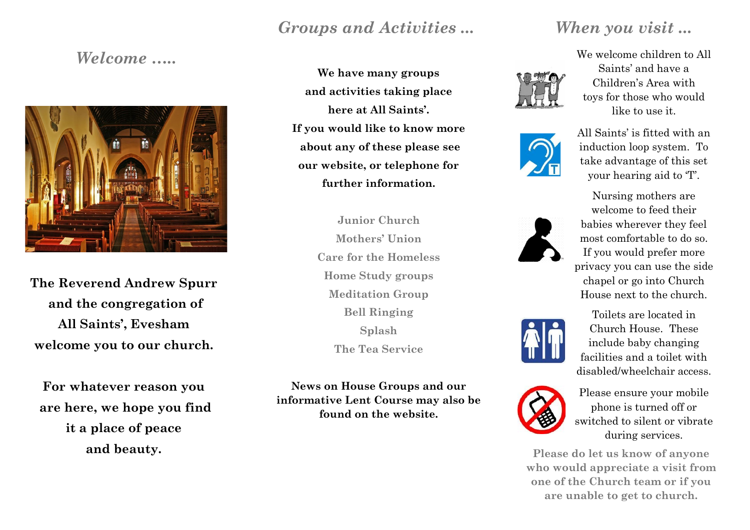## *Welcome .....*

**The Reverend Andrew Spurr and the congregation of All Saints', Evesham welcome you to our church.**

**For whatever reason you are here, we hope you find it a place of peace and beauty.**

## *Groups and Activities ...*

**We have many groups and activities taking place here at All Saints'. If you would like to know more about any of these please see our website, or telephone for further information.**

**Junior Church**
**Mothers' Union**
**Care for the Homeless**
**Home Study groups**
**Meditation Group**
**Bell Ringing**
**Splash**
**The Tea Service**

**News on House Groups and our informative Lent Course may also be found on the website.**

## *When you visit ...*

We welcome children to All Saints' and have a Children's Area with toys for those who would like to use it.

All Saints' is fitted with an induction loop system. To take advantage of this set your hearing aid to 'T'.

Nursing mothers are welcome to feed their babies wherever they feel most comfortable to do so. If you would prefer more privacy you can use the side chapel or go into Church House next to the church.

Toilets are located in Church House. These include baby changing facilities and a toilet with disabled/wheelchair access.

Please ensure your mobile phone is turned off or switched to silent or vibrate during services.

**Please do let us know of anyone who would appreciate a visit from one of the Church team or if you are unable to get to church.**